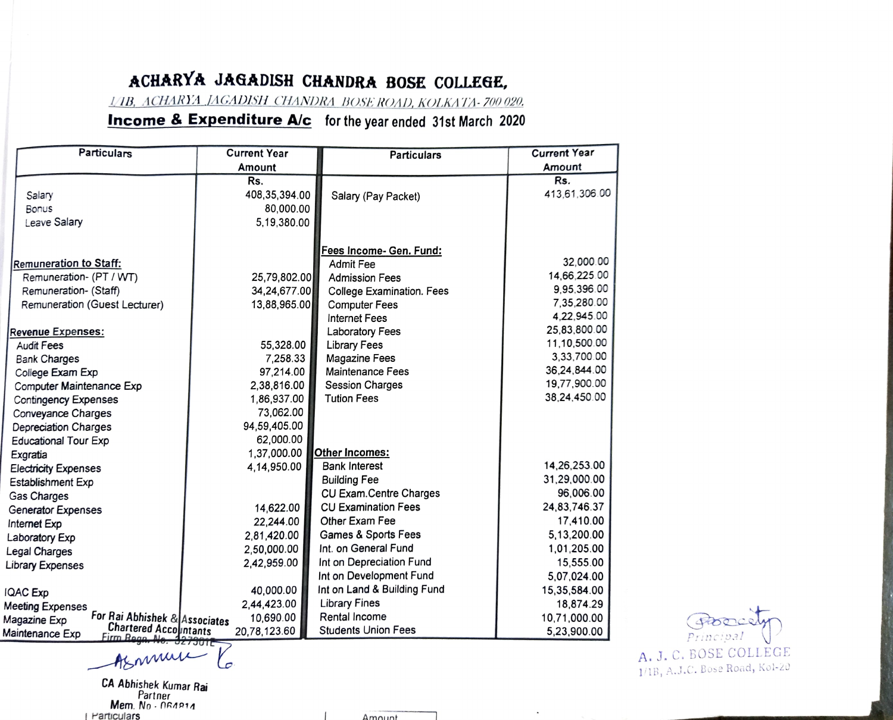# ACHARYA JAGADISH CHANDRA BOSE COLLEGE,

1/1B, ACHARYA JAGADISH CHANDRA BOSE ROAD, KOLKATA- 700 020.

## Income & Expenditure A/c for the year ended 31st March 2020

| Particulars | Current Year Amount | Particulars | Current Year Amount |
|---|---|---|---|
| | Rs. | | Rs. |
| Salary | 408,35,394.00 | Salary (Pay Packet) | 413,61,306.00 |
| Bonus | 80,000.00 | | |
| Leave Salary | 5,19,380.00 | | |
| | | **Fees Income- Gen. Fund:** | |
| **Remuneration to Staff:** | | Admit Fee | 32,000.00 |
| Remuneration- (PT / WT) | 25,79,802.00 | Admission Fees | 14,66,225.00 |
| Remuneration- (Staff) | 34,24,677.00 | College Examination. Fees | 9,95,396.00 |
| Remuneration (Guest Lecturer) | 13,88,965.00 | Computer Fees | 7,35,280.00 |
| | | Internet Fees | 4,22,945.00 |
| **Revenue Expenses:** | | Laboratory Fees | 25,83,800.00 |
| Audit Fees | 55,328.00 | Library Fees | 11,10,500.00 |
| Bank Charges | 7,258.33 | Magazine Fees | 3,33,700.00 |
| College Exam Exp | 97,214.00 | Maintenance Fees | 36,24,844.00 |
| Computer Maintenance Exp | 2,38,816.00 | Session Charges | 19,77,900.00 |
| Contingency Expenses | 1,86,937.00 | Tution Fees | 38,24,450.00 |
| Conveyance Charges | 73,062.00 | | |
| Depreciation Charges | 94,59,405.00 | | |
| Educational Tour Exp | 62,000.00 | | |
| Exgratia | 1,37,000.00 | **Other Incomes:** | |
| Electricity Expenses | 4,14,950.00 | Bank Interest | 14,26,253.00 |
| Establishment Exp | | Building Fee | 31,29,000.00 |
| Gas Charges | | CU Exam.Centre Charges | 96,006.00 |
| Generator Expenses | 14,622.00 | CU Examination Fees | 24,83,746.37 |
| Internet Exp | 22,244.00 | Other Exam Fee | 17,410.00 |
| Laboratory Exp | 2,81,420.00 | Games & Sports Fees | 5,13,200.00 |
| Legal Charges | 2,50,000.00 | Int. on General Fund | 1,01,205.00 |
| Library Expenses | 2,42,959.00 | Int on Depreciation Fund | 15,555.00 |
| | | Int on Development Fund | 5,07,024.00 |
| IQAC Exp | 40,000.00 | Int on Land & Building Fund | 15,35,584.00 |
| Meeting Expenses | 2,44,423.00 | Library Fines | 18,874.29 |
| Magazine Exp | 10,690.00 | Rental Income | 10,71,000.00 |
| Maintenance Exp | 20,78,123.60 | Students Union Fees | 5,23,900.00 |

For Rai Abhishek & Associates
Chartered Accountants
Firm Regn. No. 327301E

CA Abhishek Kumar Rai
Partner
Mem. No.: 064814

Principal
A. J. C. BOSE COLLEGE
1/1B, A.J.C. Bose Road, Kol-20

| Particulars | Amount |
|---|---|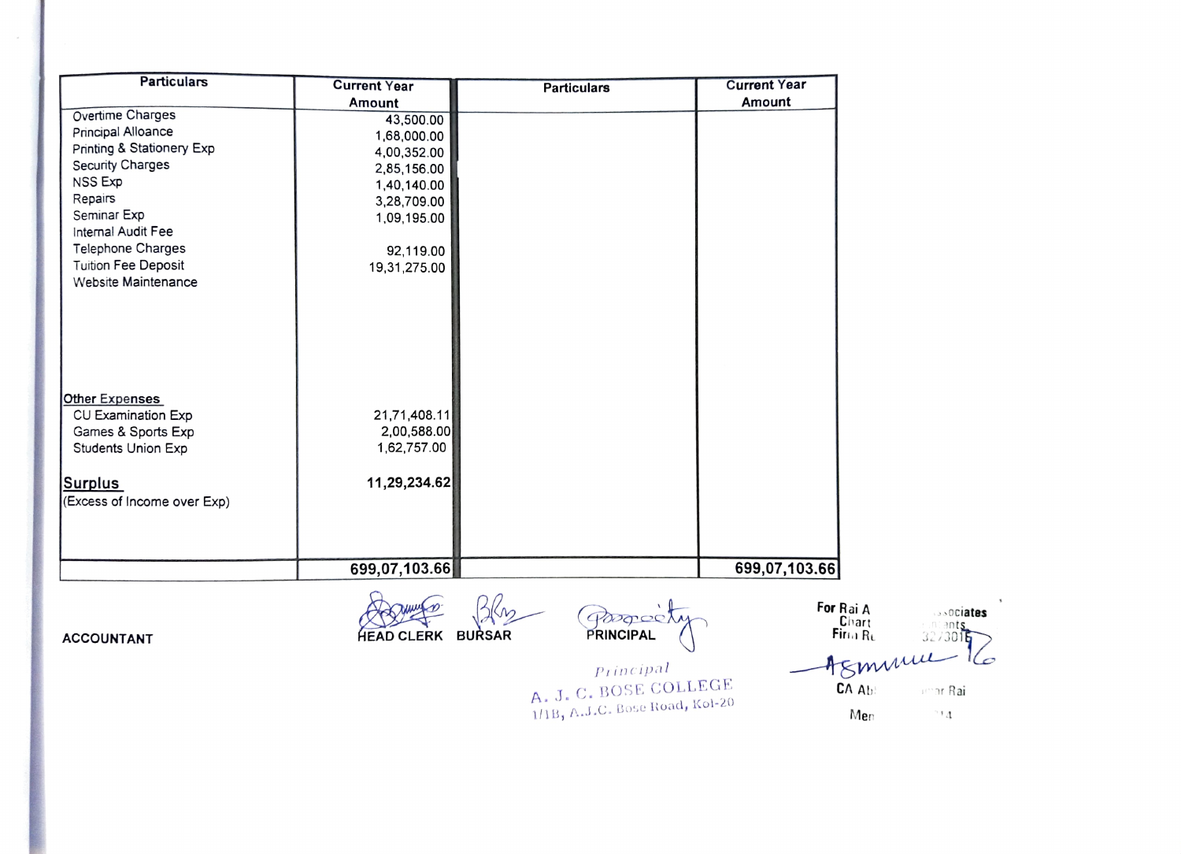| Particulars | Current Year Amount | Particulars | Current Year Amount |
|---|---|---|---|
| Overtime Charges | 43,500.00 | | |
| Principal Alloance | 1,68,000.00 | | |
| Printing & Stationery Exp | 4,00,352.00 | | |
| Security Charges | 2,85,156.00 | | |
| NSS Exp | 1,40,140.00 | | |
| Repairs | 3,28,709.00 | | |
| Seminar Exp | 1,09,195.00 | | |
| Internal Audit Fee | | | |
| Telephone Charges | 92,119.00 | | |
| Tuition Fee Deposit | 19,31,275.00 | | |
| Website Maintenance | | | |
| **Other Expenses** | | | |
| CU Examination Exp | 21,71,408.11 | | |
| Games & Sports Exp | 2,00,588.00 | | |
| Students Union Exp | 1,62,757.00 | | |
| **Surplus** (Excess of Income over Exp) | **11,29,234.62** | | |
| | **699,07,103.66** | | **699,07,103.66** |

ACCOUNTANT HEAD CLERK BURSAR PRINCIPAL

Principal
A. J. C. BOSE COLLEGE
1/1B, A.J.C. Bose Road, Kol-20

For Rai A... Associates
Chart... ...ants
Firm R... 327301E

CA Ab... ...ar Rai
Mem... ...4